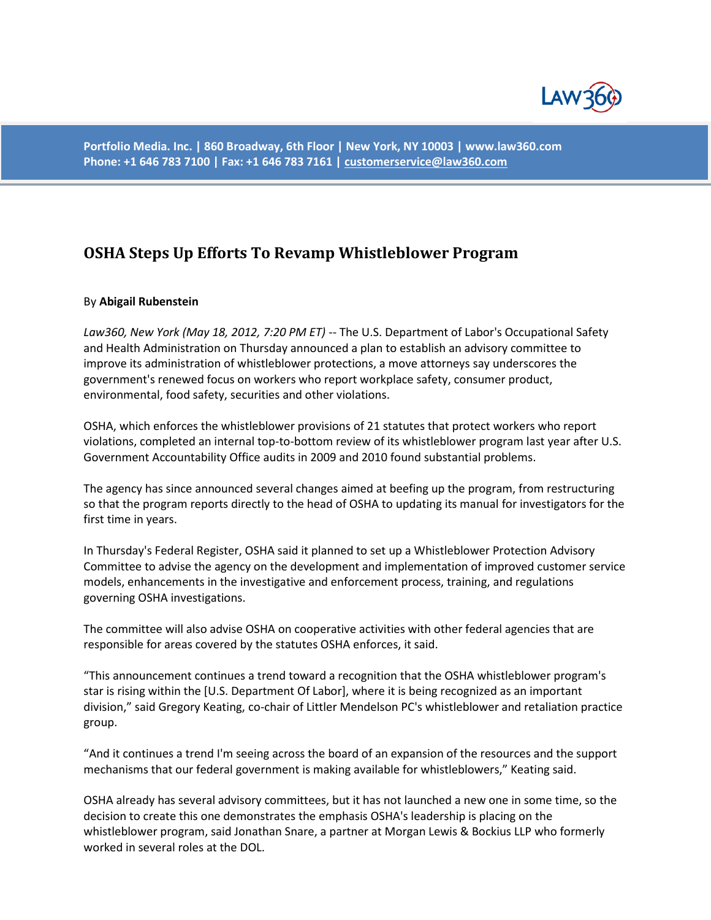Portfolio Media. Inc. | 860 Broadway, 6th Floor | New York, NY 10003 | www.law360.com
Phone: +1 646 783 7100 | Fax: +1 646 783 7161 | customerservice@law360.com

# OSHA Steps Up Efforts To Revamp Whistleblower Program

By **Abigail Rubenstein**

*Law360, New York (May 18, 2012, 7:20 PM ET)* -- The U.S. Department of Labor's Occupational Safety and Health Administration on Thursday announced a plan to establish an advisory committee to improve its administration of whistleblower protections, a move attorneys say underscores the government's renewed focus on workers who report workplace safety, consumer product, environmental, food safety, securities and other violations.

OSHA, which enforces the whistleblower provisions of 21 statutes that protect workers who report violations, completed an internal top-to-bottom review of its whistleblower program last year after U.S. Government Accountability Office audits in 2009 and 2010 found substantial problems.

The agency has since announced several changes aimed at beefing up the program, from restructuring so that the program reports directly to the head of OSHA to updating its manual for investigators for the first time in years.

In Thursday's Federal Register, OSHA said it planned to set up a Whistleblower Protection Advisory Committee to advise the agency on the development and implementation of improved customer service models, enhancements in the investigative and enforcement process, training, and regulations governing OSHA investigations.

The committee will also advise OSHA on cooperative activities with other federal agencies that are responsible for areas covered by the statutes OSHA enforces, it said.

"This announcement continues a trend toward a recognition that the OSHA whistleblower program's star is rising within the [U.S. Department Of Labor], where it is being recognized as an important division," said Gregory Keating, co-chair of Littler Mendelson PC's whistleblower and retaliation practice group.

"And it continues a trend I'm seeing across the board of an expansion of the resources and the support mechanisms that our federal government is making available for whistleblowers," Keating said.

OSHA already has several advisory committees, but it has not launched a new one in some time, so the decision to create this one demonstrates the emphasis OSHA's leadership is placing on the whistleblower program, said Jonathan Snare, a partner at Morgan Lewis & Bockius LLP who formerly worked in several roles at the DOL.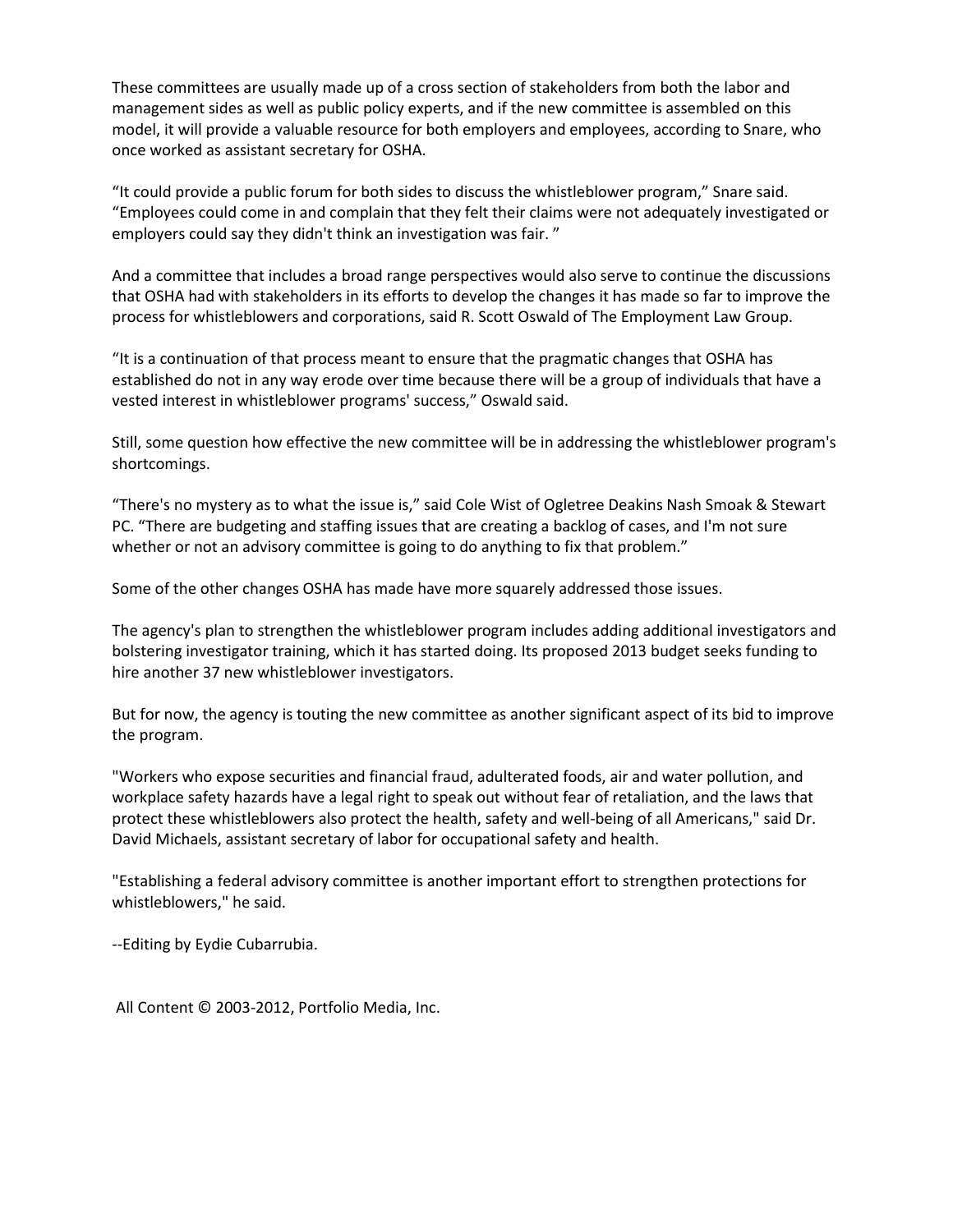These committees are usually made up of a cross section of stakeholders from both the labor and management sides as well as public policy experts, and if the new committee is assembled on this model, it will provide a valuable resource for both employers and employees, according to Snare, who once worked as assistant secretary for OSHA.

"It could provide a public forum for both sides to discuss the whistleblower program," Snare said. "Employees could come in and complain that they felt their claims were not adequately investigated or employers could say they didn't think an investigation was fair. "

And a committee that includes a broad range perspectives would also serve to continue the discussions that OSHA had with stakeholders in its efforts to develop the changes it has made so far to improve the process for whistleblowers and corporations, said R. Scott Oswald of The Employment Law Group.

"It is a continuation of that process meant to ensure that the pragmatic changes that OSHA has established do not in any way erode over time because there will be a group of individuals that have a vested interest in whistleblower programs' success," Oswald said.

Still, some question how effective the new committee will be in addressing the whistleblower program's shortcomings.

"There's no mystery as to what the issue is," said Cole Wist of Ogletree Deakins Nash Smoak & Stewart PC. "There are budgeting and staffing issues that are creating a backlog of cases, and I'm not sure whether or not an advisory committee is going to do anything to fix that problem."

Some of the other changes OSHA has made have more squarely addressed those issues.

The agency's plan to strengthen the whistleblower program includes adding additional investigators and bolstering investigator training, which it has started doing. Its proposed 2013 budget seeks funding to hire another 37 new whistleblower investigators.

But for now, the agency is touting the new committee as another significant aspect of its bid to improve the program.

"Workers who expose securities and financial fraud, adulterated foods, air and water pollution, and workplace safety hazards have a legal right to speak out without fear of retaliation, and the laws that protect these whistleblowers also protect the health, safety and well-being of all Americans," said Dr. David Michaels, assistant secretary of labor for occupational safety and health.

"Establishing a federal advisory committee is another important effort to strengthen protections for whistleblowers," he said.

--Editing by Eydie Cubarrubia.

All Content © 2003-2012, Portfolio Media, Inc.